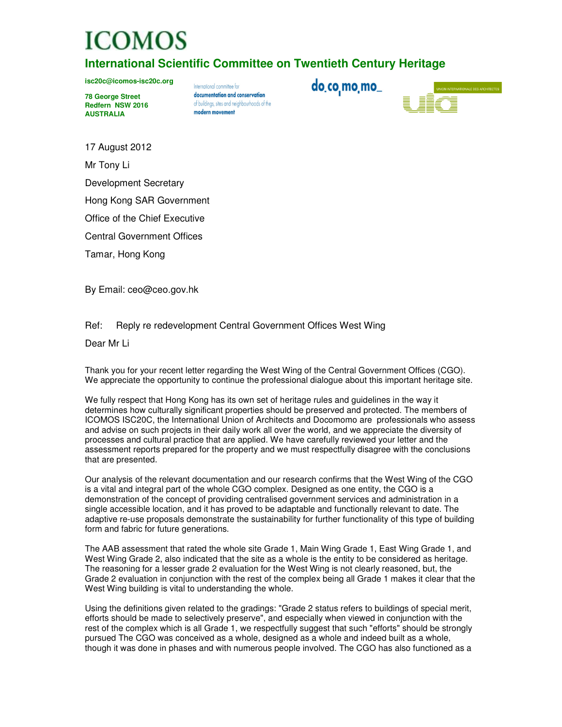# ICOMOS

## International Scientific Committee on Twentieth Century Heritage

**isc20c@icomos-isc20c.org**

**78 George Street**
**Redfern NSW 2016**
**AUSTRALIA**

International committee for **documentation and conservation** of buildings, sites and neighbourhoods of the **modern movement**

do_co_mo_mo_

UNION INTERNATIONALE DES ARCHITECTES

uia

17 August 2012

Mr Tony Li

Development Secretary

Hong Kong SAR Government

Office of the Chief Executive

Central Government Offices

Tamar, Hong Kong

By Email: ceo@ceo.gov.hk

Ref: Reply re redevelopment Central Government Offices West Wing

Dear Mr Li

Thank you for your recent letter regarding the West Wing of the Central Government Offices (CGO). We appreciate the opportunity to continue the professional dialogue about this important heritage site.

We fully respect that Hong Kong has its own set of heritage rules and guidelines in the way it determines how culturally significant properties should be preserved and protected. The members of ICOMOS ISC20C, the International Union of Architects and Docomomo are professionals who assess and advise on such projects in their daily work all over the world, and we appreciate the diversity of processes and cultural practice that are applied. We have carefully reviewed your letter and the assessment reports prepared for the property and we must respectfully disagree with the conclusions that are presented.

Our analysis of the relevant documentation and our research confirms that the West Wing of the CGO is a vital and integral part of the whole CGO complex. Designed as one entity, the CGO is a demonstration of the concept of providing centralised government services and administration in a single accessible location, and it has proved to be adaptable and functionally relevant to date. The adaptive re-use proposals demonstrate the sustainability for further functionality of this type of building form and fabric for future generations.

The AAB assessment that rated the whole site Grade 1, Main Wing Grade 1, East Wing Grade 1, and West Wing Grade 2, also indicated that the site as a whole is the entity to be considered as heritage. The reasoning for a lesser grade 2 evaluation for the West Wing is not clearly reasoned, but, the Grade 2 evaluation in conjunction with the rest of the complex being all Grade 1 makes it clear that the West Wing building is vital to understanding the whole.

Using the definitions given related to the gradings: "Grade 2 status refers to buildings of special merit, efforts should be made to selectively preserve", and especially when viewed in conjunction with the rest of the complex which is all Grade 1, we respectfully suggest that such "efforts" should be strongly pursued The CGO was conceived as a whole, designed as a whole and indeed built as a whole, though it was done in phases and with numerous people involved. The CGO has also functioned as a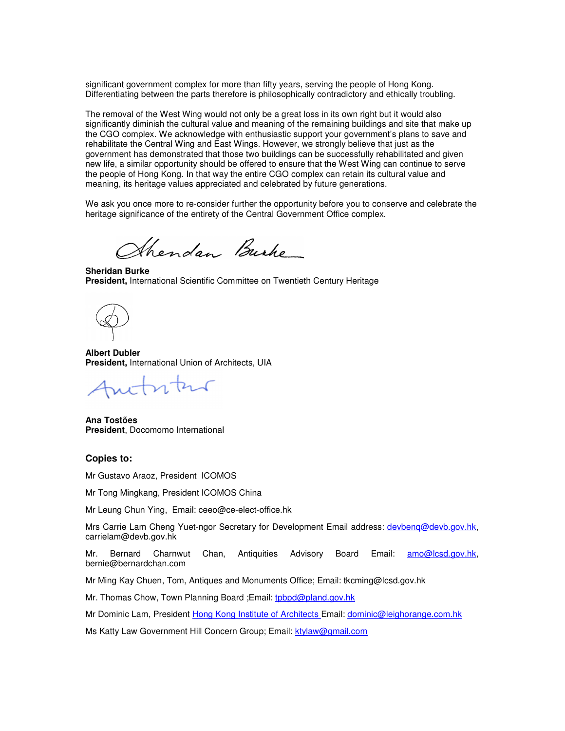significant government complex for more than fifty years, serving the people of Hong Kong. Differentiating between the parts therefore is philosophically contradictory and ethically troubling.

The removal of the West Wing would not only be a great loss in its own right but it would also significantly diminish the cultural value and meaning of the remaining buildings and site that make up the CGO complex. We acknowledge with enthusiastic support your government's plans to save and rehabilitate the Central Wing and East Wings. However, we strongly believe that just as the government has demonstrated that those two buildings can be successfully rehabilitated and given new life, a similar opportunity should be offered to ensure that the West Wing can continue to serve the people of Hong Kong. In that way the entire CGO complex can retain its cultural value and meaning, its heritage values appreciated and celebrated by future generations.

We ask you once more to re-consider further the opportunity before you to conserve and celebrate the heritage significance of the entirety of the Central Government Office complex.

**Sheridan Burke**
**President,** International Scientific Committee on Twentieth Century Heritage

**Albert Dubler**
**President,** International Union of Architects, UIA

**Ana Tostões**
**President**, Docomomo International

### Copies to:

Mr Gustavo Araoz, President ICOMOS

Mr Tong Mingkang, President ICOMOS China

Mr Leung Chun Ying, Email: ceeo@ce-elect-office.hk

Mrs Carrie Lam Cheng Yuet-ngor Secretary for Development Email address: devbenq@devb.gov.hk, carrielam@devb.gov.hk

Mr. Bernard Charnwut Chan, Antiquities Advisory Board Email: amo@lcsd.gov.hk, bernie@bernardchan.com

Mr Ming Kay Chuen, Tom, Antiques and Monuments Office; Email: tkcming@lcsd.gov.hk

Mr. Thomas Chow, Town Planning Board ;Email: tpbpd@pland.gov.hk

Mr Dominic Lam, President Hong Kong Institute of Architects Email: dominic@leighorange.com.hk

Ms Katty Law Government Hill Concern Group; Email: ktylaw@gmail.com